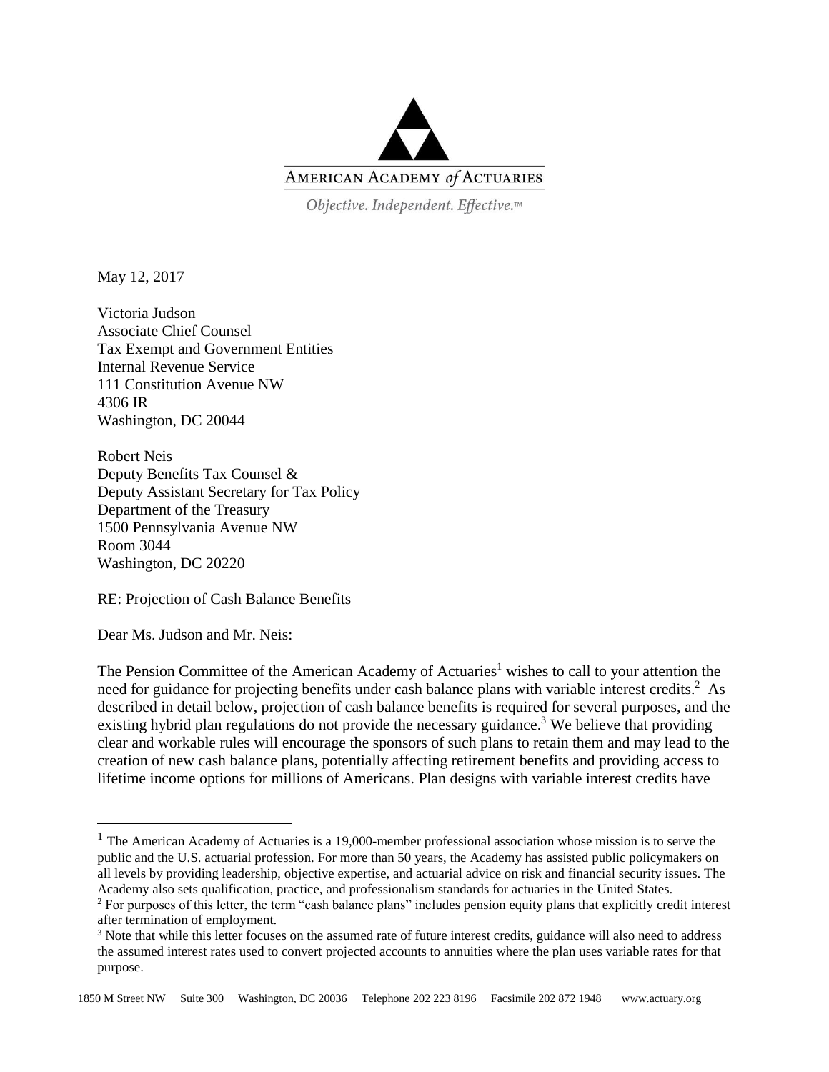AMERICAN ACADEMY *of* ACTUARIES

*Objective. Independent. Effective.*™

May 12, 2017

Victoria Judson
Associate Chief Counsel
Tax Exempt and Government Entities
Internal Revenue Service
111 Constitution Avenue NW
4306 IR
Washington, DC 20044

Robert Neis
Deputy Benefits Tax Counsel &
Deputy Assistant Secretary for Tax Policy
Department of the Treasury
1500 Pennsylvania Avenue NW
Room 3044
Washington, DC 20220

RE: Projection of Cash Balance Benefits

Dear Ms. Judson and Mr. Neis:

The Pension Committee of the American Academy of Actuaries[1] wishes to call to your attention the need for guidance for projecting benefits under cash balance plans with variable interest credits.[2] As described in detail below, projection of cash balance benefits is required for several purposes, and the existing hybrid plan regulations do not provide the necessary guidance.[3] We believe that providing clear and workable rules will encourage the sponsors of such plans to retain them and may lead to the creation of new cash balance plans, potentially affecting retirement benefits and providing access to lifetime income options for millions of Americans. Plan designs with variable interest credits have

---

[1] The American Academy of Actuaries is a 19,000-member professional association whose mission is to serve the public and the U.S. actuarial profession. For more than 50 years, the Academy has assisted public policymakers on all levels by providing leadership, objective expertise, and actuarial advice on risk and financial security issues. The Academy also sets qualification, practice, and professionalism standards for actuaries in the United States.

[2] For purposes of this letter, the term "cash balance plans" includes pension equity plans that explicitly credit interest after termination of employment.

[3] Note that while this letter focuses on the assumed rate of future interest credits, guidance will also need to address the assumed interest rates used to convert projected accounts to annuities where the plan uses variable rates for that purpose.

1850 M Street NW Suite 300 Washington, DC 20036 Telephone 202 223 8196 Facsimile 202 872 1948 www.actuary.org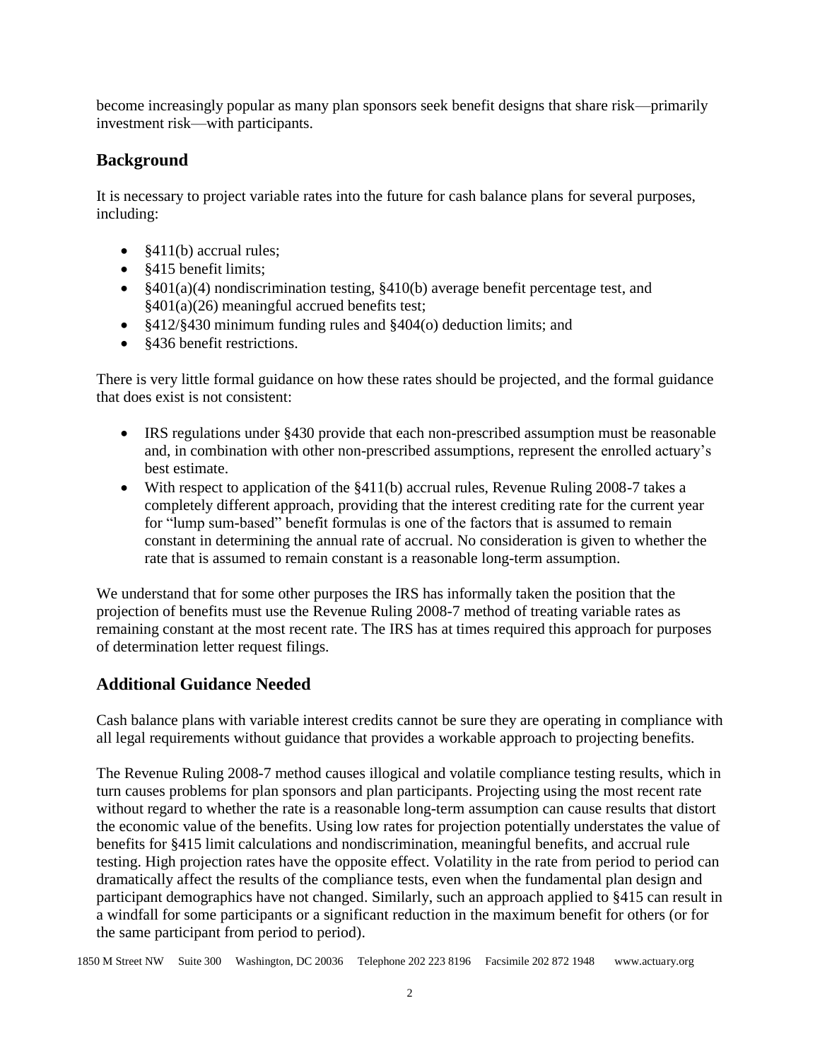become increasingly popular as many plan sponsors seek benefit designs that share risk—primarily investment risk—with participants.

## Background

It is necessary to project variable rates into the future for cash balance plans for several purposes, including:

- §411(b) accrual rules;
- §415 benefit limits;
- §401(a)(4) nondiscrimination testing, §410(b) average benefit percentage test, and §401(a)(26) meaningful accrued benefits test;
- §412/§430 minimum funding rules and §404(o) deduction limits; and
- §436 benefit restrictions.

There is very little formal guidance on how these rates should be projected, and the formal guidance that does exist is not consistent:

- IRS regulations under §430 provide that each non-prescribed assumption must be reasonable and, in combination with other non-prescribed assumptions, represent the enrolled actuary's best estimate.
- With respect to application of the §411(b) accrual rules, Revenue Ruling 2008-7 takes a completely different approach, providing that the interest crediting rate for the current year for "lump sum-based" benefit formulas is one of the factors that is assumed to remain constant in determining the annual rate of accrual. No consideration is given to whether the rate that is assumed to remain constant is a reasonable long-term assumption.

We understand that for some other purposes the IRS has informally taken the position that the projection of benefits must use the Revenue Ruling 2008-7 method of treating variable rates as remaining constant at the most recent rate. The IRS has at times required this approach for purposes of determination letter request filings.

## Additional Guidance Needed

Cash balance plans with variable interest credits cannot be sure they are operating in compliance with all legal requirements without guidance that provides a workable approach to projecting benefits.

The Revenue Ruling 2008-7 method causes illogical and volatile compliance testing results, which in turn causes problems for plan sponsors and plan participants. Projecting using the most recent rate without regard to whether the rate is a reasonable long-term assumption can cause results that distort the economic value of the benefits. Using low rates for projection potentially understates the value of benefits for §415 limit calculations and nondiscrimination, meaningful benefits, and accrual rule testing. High projection rates have the opposite effect. Volatility in the rate from period to period can dramatically affect the results of the compliance tests, even when the fundamental plan design and participant demographics have not changed. Similarly, such an approach applied to §415 can result in a windfall for some participants or a significant reduction in the maximum benefit for others (or for the same participant from period to period).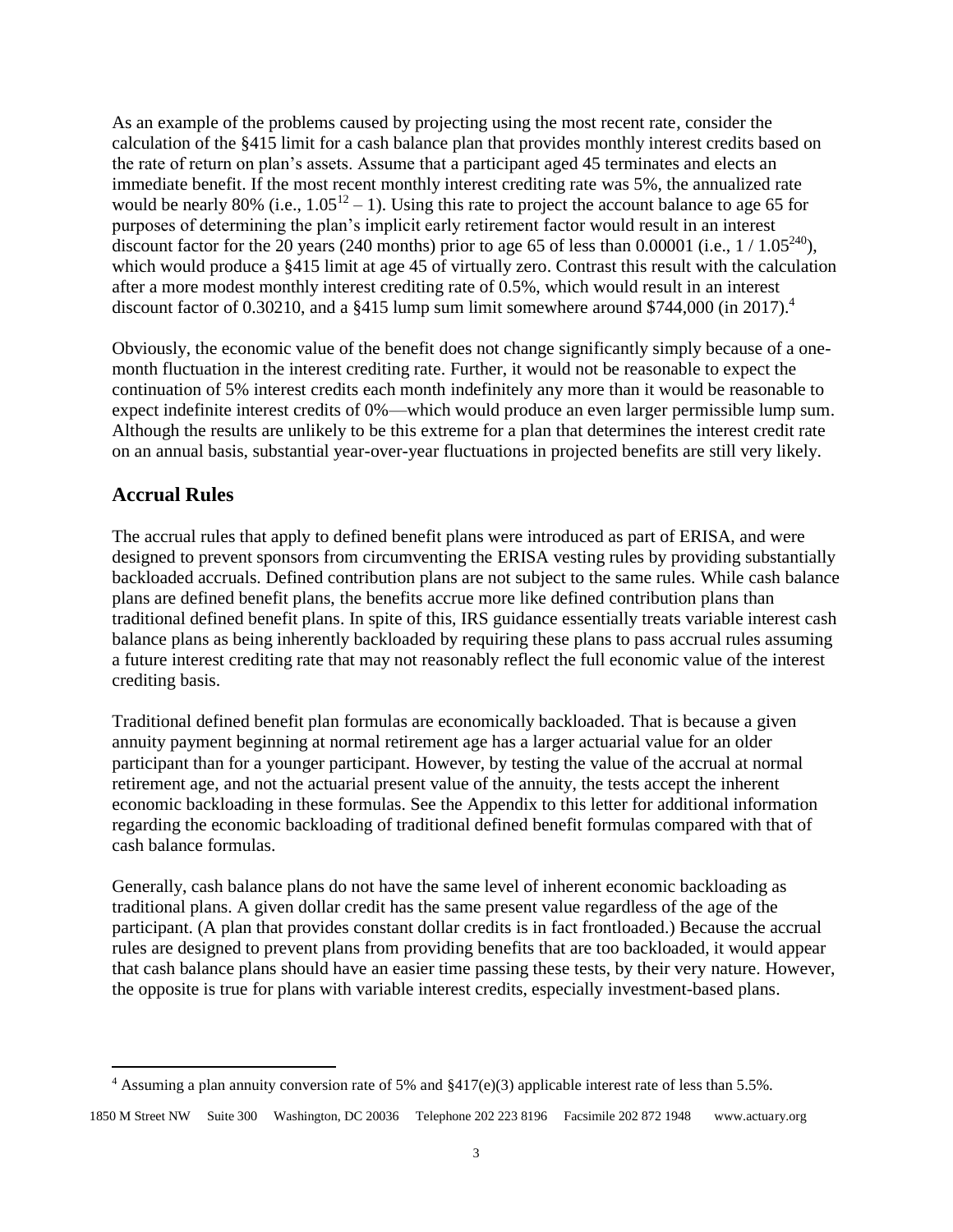As an example of the problems caused by projecting using the most recent rate, consider the calculation of the §415 limit for a cash balance plan that provides monthly interest credits based on the rate of return on plan's assets. Assume that a participant aged 45 terminates and elects an immediate benefit. If the most recent monthly interest crediting rate was 5%, the annualized rate would be nearly 80% (i.e., $1.05^{12} – 1$). Using this rate to project the account balance to age 65 for purposes of determining the plan's implicit early retirement factor would result in an interest discount factor for the 20 years (240 months) prior to age 65 of less than 0.00001 (i.e., $1 / 1.05^{240}$), which would produce a §415 limit at age 45 of virtually zero. Contrast this result with the calculation after a more modest monthly interest crediting rate of 0.5%, which would result in an interest discount factor of 0.30210, and a §415 lump sum limit somewhere around $744,000 (in 2017).[4]

Obviously, the economic value of the benefit does not change significantly simply because of a one-month fluctuation in the interest crediting rate. Further, it would not be reasonable to expect the continuation of 5% interest credits each month indefinitely any more than it would be reasonable to expect indefinite interest credits of 0%—which would produce an even larger permissible lump sum. Although the results are unlikely to be this extreme for a plan that determines the interest credit rate on an annual basis, substantial year-over-year fluctuations in projected benefits are still very likely.

## Accrual Rules

The accrual rules that apply to defined benefit plans were introduced as part of ERISA, and were designed to prevent sponsors from circumventing the ERISA vesting rules by providing substantially backloaded accruals. Defined contribution plans are not subject to the same rules. While cash balance plans are defined benefit plans, the benefits accrue more like defined contribution plans than traditional defined benefit plans. In spite of this, IRS guidance essentially treats variable interest cash balance plans as being inherently backloaded by requiring these plans to pass accrual rules assuming a future interest crediting rate that may not reasonably reflect the full economic value of the interest crediting basis.

Traditional defined benefit plan formulas are economically backloaded. That is because a given annuity payment beginning at normal retirement age has a larger actuarial value for an older participant than for a younger participant. However, by testing the value of the accrual at normal retirement age, and not the actuarial present value of the annuity, the tests accept the inherent economic backloading in these formulas. See the Appendix to this letter for additional information regarding the economic backloading of traditional defined benefit formulas compared with that of cash balance formulas.

Generally, cash balance plans do not have the same level of inherent economic backloading as traditional plans. A given dollar credit has the same present value regardless of the age of the participant. (A plan that provides constant dollar credits is in fact frontloaded.) Because the accrual rules are designed to prevent plans from providing benefits that are too backloaded, it would appear that cash balance plans should have an easier time passing these tests, by their very nature. However, the opposite is true for plans with variable interest credits, especially investment-based plans.

---

[4] Assuming a plan annuity conversion rate of 5% and §417(e)(3) applicable interest rate of less than 5.5%.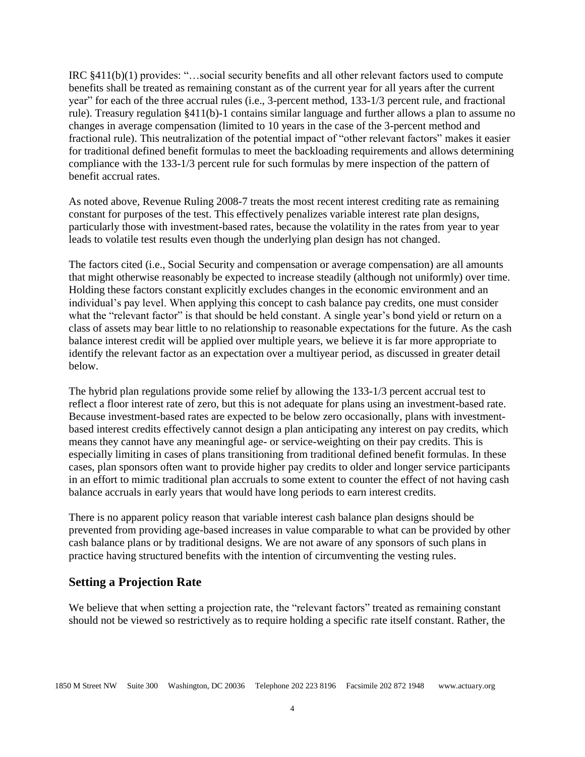IRC §411(b)(1) provides: "…social security benefits and all other relevant factors used to compute benefits shall be treated as remaining constant as of the current year for all years after the current year" for each of the three accrual rules (i.e., 3-percent method, 133-1/3 percent rule, and fractional rule). Treasury regulation §411(b)-1 contains similar language and further allows a plan to assume no changes in average compensation (limited to 10 years in the case of the 3-percent method and fractional rule). This neutralization of the potential impact of "other relevant factors" makes it easier for traditional defined benefit formulas to meet the backloading requirements and allows determining compliance with the 133-1/3 percent rule for such formulas by mere inspection of the pattern of benefit accrual rates.

As noted above, Revenue Ruling 2008-7 treats the most recent interest crediting rate as remaining constant for purposes of the test. This effectively penalizes variable interest rate plan designs, particularly those with investment-based rates, because the volatility in the rates from year to year leads to volatile test results even though the underlying plan design has not changed.

The factors cited (i.e., Social Security and compensation or average compensation) are all amounts that might otherwise reasonably be expected to increase steadily (although not uniformly) over time. Holding these factors constant explicitly excludes changes in the economic environment and an individual's pay level. When applying this concept to cash balance pay credits, one must consider what the "relevant factor" is that should be held constant. A single year's bond yield or return on a class of assets may bear little to no relationship to reasonable expectations for the future. As the cash balance interest credit will be applied over multiple years, we believe it is far more appropriate to identify the relevant factor as an expectation over a multiyear period, as discussed in greater detail below.

The hybrid plan regulations provide some relief by allowing the 133-1/3 percent accrual test to reflect a floor interest rate of zero, but this is not adequate for plans using an investment-based rate. Because investment-based rates are expected to be below zero occasionally, plans with investment-based interest credits effectively cannot design a plan anticipating any interest on pay credits, which means they cannot have any meaningful age- or service-weighting on their pay credits. This is especially limiting in cases of plans transitioning from traditional defined benefit formulas. In these cases, plan sponsors often want to provide higher pay credits to older and longer service participants in an effort to mimic traditional plan accruals to some extent to counter the effect of not having cash balance accruals in early years that would have long periods to earn interest credits.

There is no apparent policy reason that variable interest cash balance plan designs should be prevented from providing age-based increases in value comparable to what can be provided by other cash balance plans or by traditional designs. We are not aware of any sponsors of such plans in practice having structured benefits with the intention of circumventing the vesting rules.

## Setting a Projection Rate

We believe that when setting a projection rate, the "relevant factors" treated as remaining constant should not be viewed so restrictively as to require holding a specific rate itself constant. Rather, the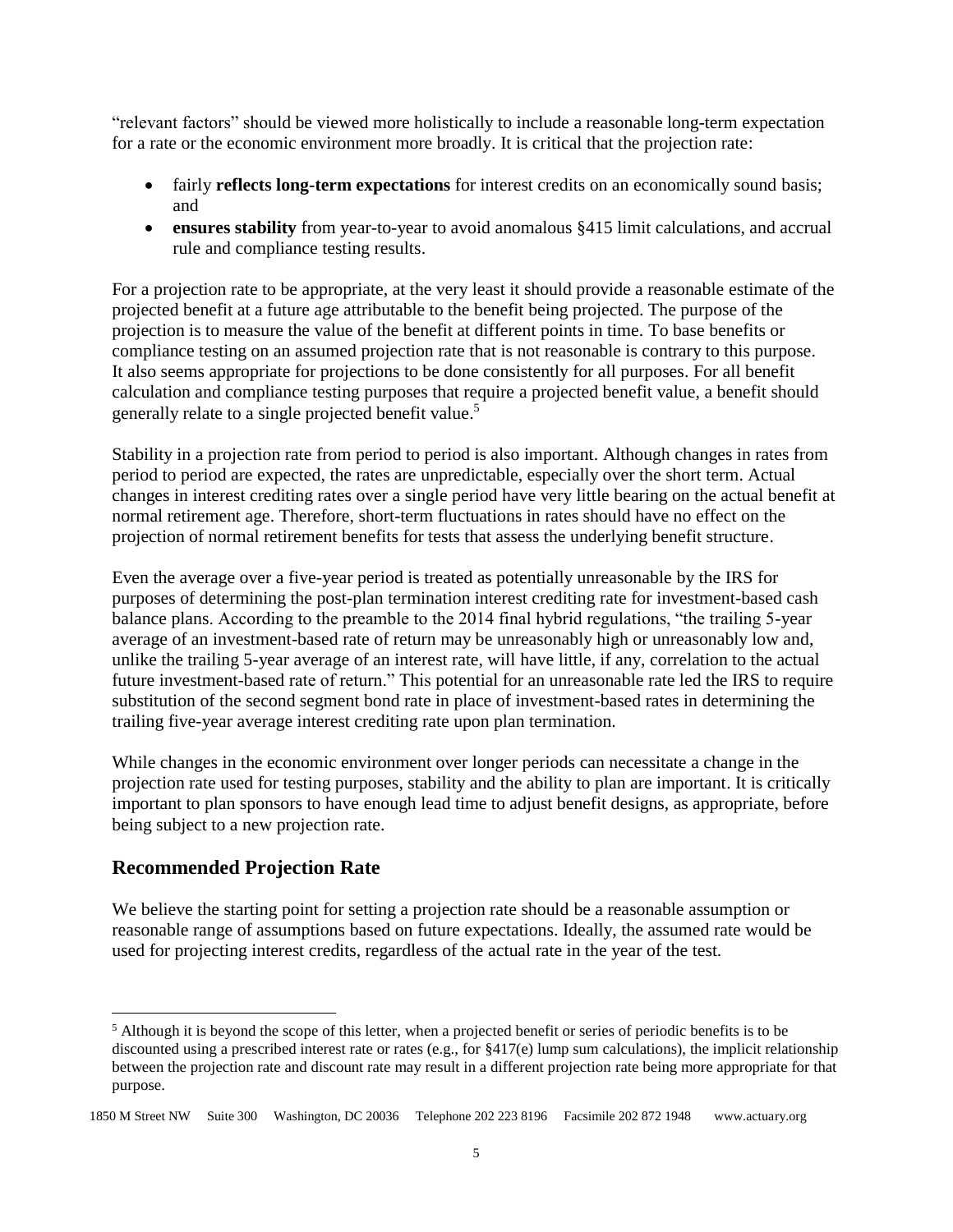"relevant factors" should be viewed more holistically to include a reasonable long-term expectation for a rate or the economic environment more broadly. It is critical that the projection rate:

- fairly **reflects long-term expectations** for interest credits on an economically sound basis; and
- **ensures stability** from year-to-year to avoid anomalous §415 limit calculations, and accrual rule and compliance testing results.

For a projection rate to be appropriate, at the very least it should provide a reasonable estimate of the projected benefit at a future age attributable to the benefit being projected. The purpose of the projection is to measure the value of the benefit at different points in time. To base benefits or compliance testing on an assumed projection rate that is not reasonable is contrary to this purpose. It also seems appropriate for projections to be done consistently for all purposes. For all benefit calculation and compliance testing purposes that require a projected benefit value, a benefit should generally relate to a single projected benefit value.[5]

Stability in a projection rate from period to period is also important. Although changes in rates from period to period are expected, the rates are unpredictable, especially over the short term. Actual changes in interest crediting rates over a single period have very little bearing on the actual benefit at normal retirement age. Therefore, short-term fluctuations in rates should have no effect on the projection of normal retirement benefits for tests that assess the underlying benefit structure.

Even the average over a five-year period is treated as potentially unreasonable by the IRS for purposes of determining the post-plan termination interest crediting rate for investment-based cash balance plans. According to the preamble to the 2014 final hybrid regulations, "the trailing 5-year average of an investment-based rate of return may be unreasonably high or unreasonably low and, unlike the trailing 5-year average of an interest rate, will have little, if any, correlation to the actual future investment-based rate of return." This potential for an unreasonable rate led the IRS to require substitution of the second segment bond rate in place of investment-based rates in determining the trailing five-year average interest crediting rate upon plan termination.

While changes in the economic environment over longer periods can necessitate a change in the projection rate used for testing purposes, stability and the ability to plan are important. It is critically important to plan sponsors to have enough lead time to adjust benefit designs, as appropriate, before being subject to a new projection rate.

## Recommended Projection Rate

We believe the starting point for setting a projection rate should be a reasonable assumption or reasonable range of assumptions based on future expectations. Ideally, the assumed rate would be used for projecting interest credits, regardless of the actual rate in the year of the test.

[5] Although it is beyond the scope of this letter, when a projected benefit or series of periodic benefits is to be discounted using a prescribed interest rate or rates (e.g., for §417(e) lump sum calculations), the implicit relationship between the projection rate and discount rate may result in a different projection rate being more appropriate for that purpose.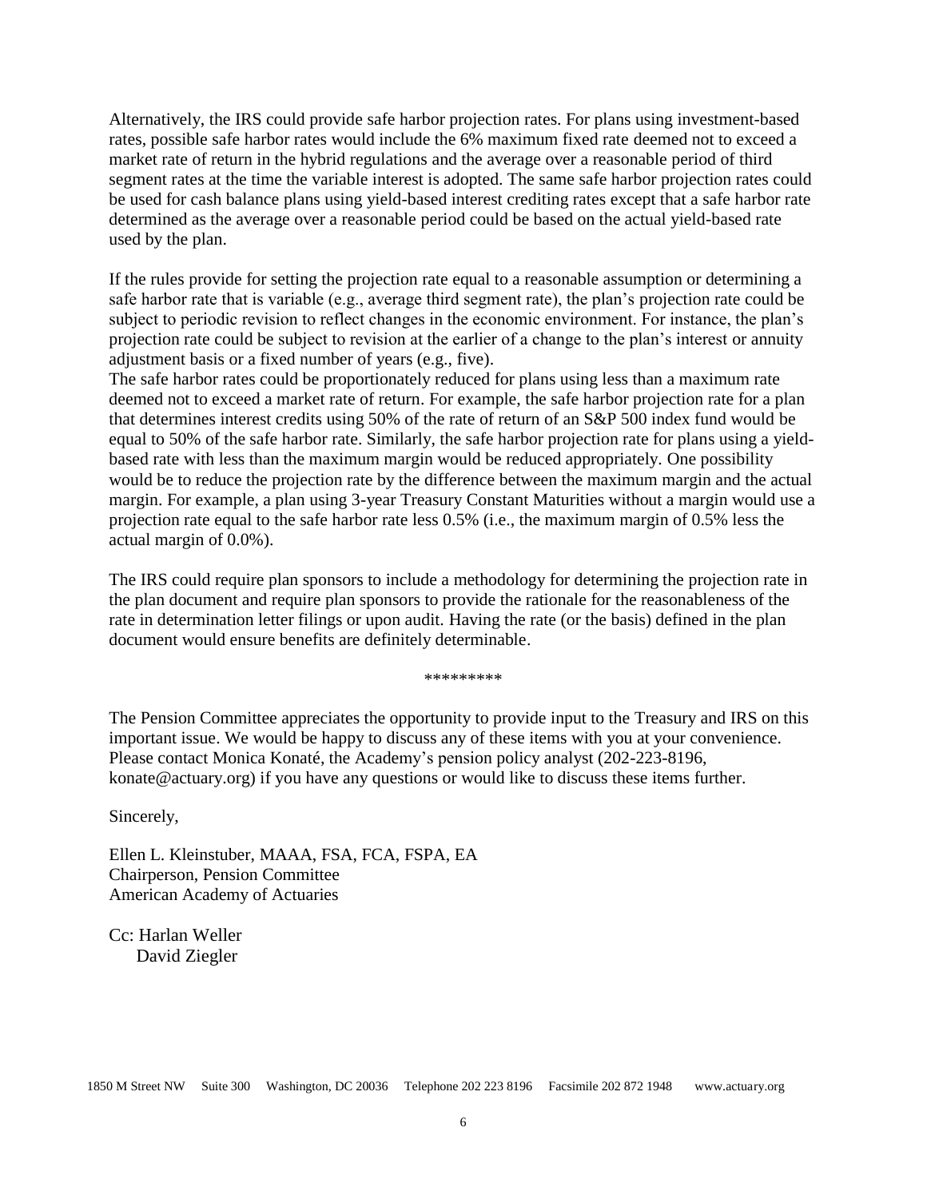Alternatively, the IRS could provide safe harbor projection rates. For plans using investment-based rates, possible safe harbor rates would include the 6% maximum fixed rate deemed not to exceed a market rate of return in the hybrid regulations and the average over a reasonable period of third segment rates at the time the variable interest is adopted. The same safe harbor projection rates could be used for cash balance plans using yield-based interest crediting rates except that a safe harbor rate determined as the average over a reasonable period could be based on the actual yield-based rate used by the plan.

If the rules provide for setting the projection rate equal to a reasonable assumption or determining a safe harbor rate that is variable (e.g., average third segment rate), the plan's projection rate could be subject to periodic revision to reflect changes in the economic environment. For instance, the plan's projection rate could be subject to revision at the earlier of a change to the plan's interest or annuity adjustment basis or a fixed number of years (e.g., five).

The safe harbor rates could be proportionately reduced for plans using less than a maximum rate deemed not to exceed a market rate of return. For example, the safe harbor projection rate for a plan that determines interest credits using 50% of the rate of return of an S&P 500 index fund would be equal to 50% of the safe harbor rate. Similarly, the safe harbor projection rate for plans using a yield-based rate with less than the maximum margin would be reduced appropriately. One possibility would be to reduce the projection rate by the difference between the maximum margin and the actual margin. For example, a plan using 3-year Treasury Constant Maturities without a margin would use a projection rate equal to the safe harbor rate less 0.5% (i.e., the maximum margin of 0.5% less the actual margin of 0.0%).

The IRS could require plan sponsors to include a methodology for determining the projection rate in the plan document and require plan sponsors to provide the rationale for the reasonableness of the rate in determination letter filings or upon audit. Having the rate (or the basis) defined in the plan document would ensure benefits are definitely determinable.

*********

The Pension Committee appreciates the opportunity to provide input to the Treasury and IRS on this important issue. We would be happy to discuss any of these items with you at your convenience. Please contact Monica Konaté, the Academy's pension policy analyst (202-223-8196, konate@actuary.org) if you have any questions or would like to discuss these items further.

Sincerely,

Ellen L. Kleinstuber, MAAA, FSA, FCA, FSPA, EA
Chairperson, Pension Committee
American Academy of Actuaries

Cc: Harlan Weller
David Ziegler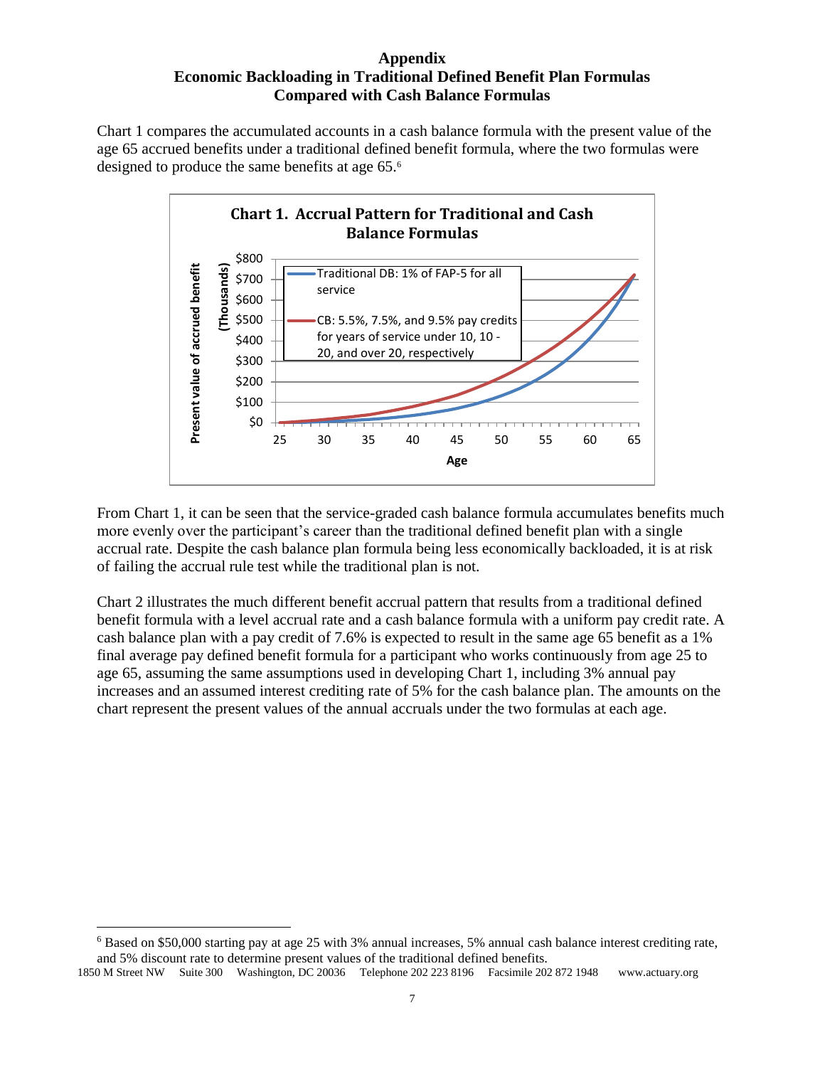## Appendix
## Economic Backloading in Traditional Defined Benefit Plan Formulas Compared with Cash Balance Formulas

Chart 1 compares the accumulated accounts in a cash balance formula with the present value of the age 65 accrued benefits under a traditional defined benefit formula, where the two formulas were designed to produce the same benefits at age 65.[6]

From Chart 1, it can be seen that the service-graded cash balance formula accumulates benefits much more evenly over the participant's career than the traditional defined benefit plan with a single accrual rate. Despite the cash balance plan formula being less economically backloaded, it is at risk of failing the accrual rule test while the traditional plan is not.

Chart 2 illustrates the much different benefit accrual pattern that results from a traditional defined benefit formula with a level accrual rate and a cash balance formula with a uniform pay credit rate. A cash balance plan with a pay credit of 7.6% is expected to result in the same age 65 benefit as a 1% final average pay defined benefit formula for a participant who works continuously from age 25 to age 65, assuming the same assumptions used in developing Chart 1, including 3% annual pay increases and an assumed interest crediting rate of 5% for the cash balance plan. The amounts on the chart represent the present values of the annual accruals under the two formulas at each age.

[6] Based on $50,000 starting pay at age 25 with 3% annual increases, 5% annual cash balance interest crediting rate, and 5% discount rate to determine present values of the traditional defined benefits.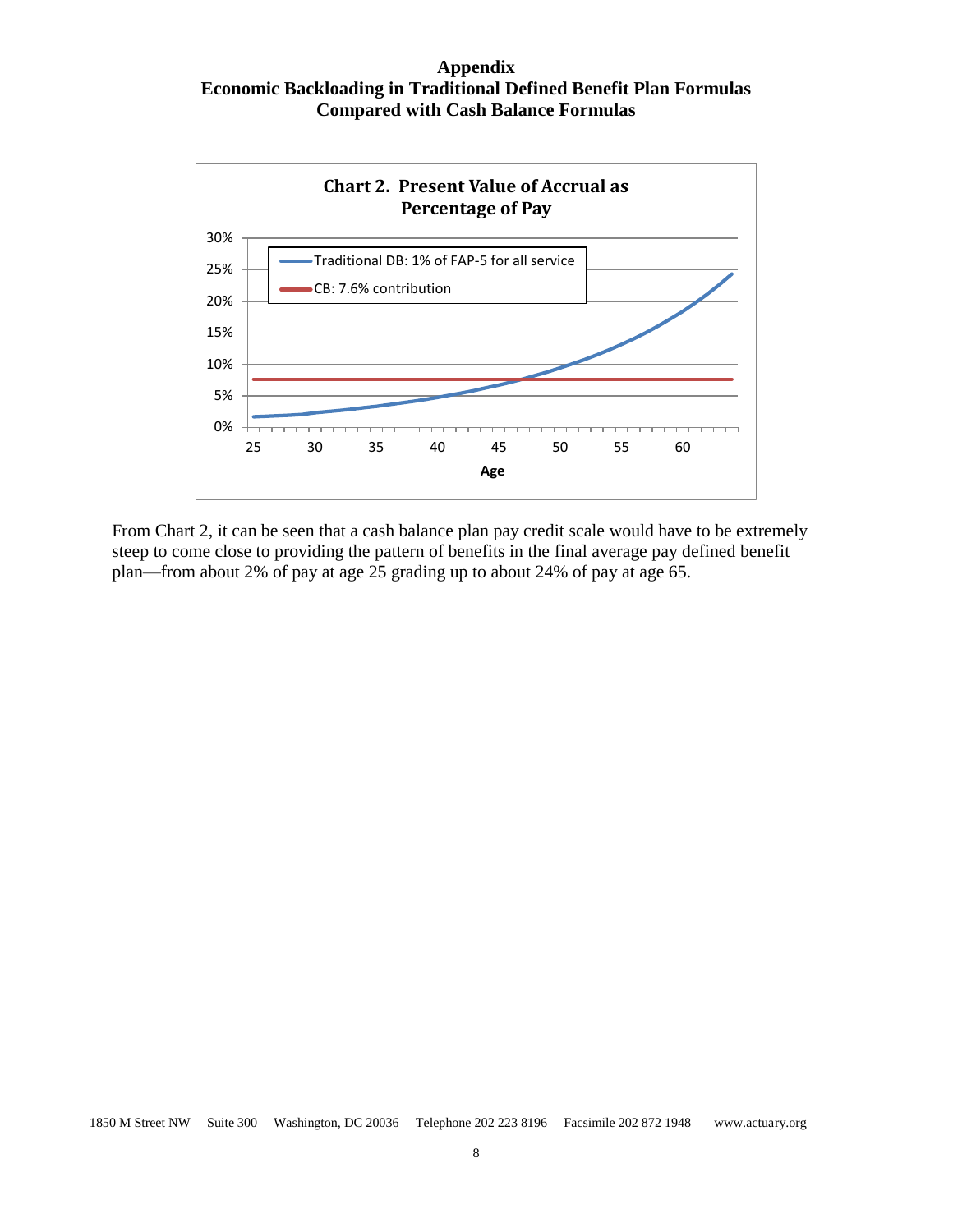# Appendix
## Economic Backloading in Traditional Defined Benefit Plan Formulas Compared with Cash Balance Formulas

**Chart 2. Present Value of Accrual as Percentage of Pay**

Traditional DB: 1% of FAP-5 for all service

CB: 7.6% contribution

30%
25%
20%
15%
10%
5%
0%

25 30 35 40 45 50 55 60

Age

From Chart 2, it can be seen that a cash balance plan pay credit scale would have to be extremely steep to come close to providing the pattern of benefits in the final average pay defined benefit plan—from about 2% of pay at age 25 grading up to about 24% of pay at age 65.